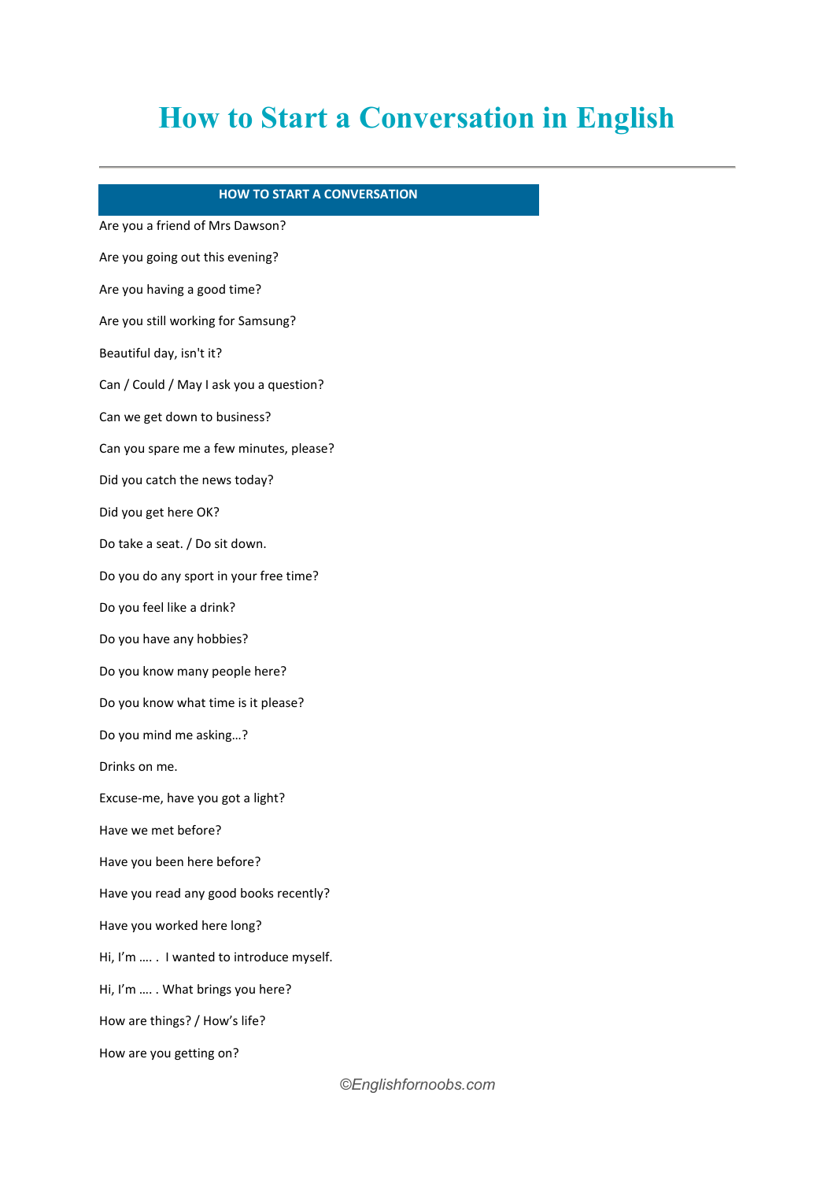# How to Start a Conversation in English

---

| HOW TO START A CONVERSATION |
|---|
| Are you a friend of Mrs Dawson? |
| Are you going out this evening? |
| Are you having a good time? |
| Are you still working for Samsung? |
| Beautiful day, isn't it? |
| Can / Could / May I ask you a question? |
| Can we get down to business? |
| Can you spare me a few minutes, please? |
| Did you catch the news today? |
| Did you get here OK? |
| Do take a seat. / Do sit down. |
| Do you do any sport in your free time? |
| Do you feel like a drink? |
| Do you have any hobbies? |
| Do you know many people here? |
| Do you know what time is it please? |
| Do you mind me asking…? |
| Drinks on me. |
| Excuse-me, have you got a light? |
| Have we met before? |
| Have you been here before? |
| Have you read any good books recently? |
| Have you worked here long? |
| Hi, I'm …. .  I wanted to introduce myself. |
| Hi, I'm …. . What brings you here? |
| How are things? / How's life? |
| How are you getting on? |

©Englishfornoobs.com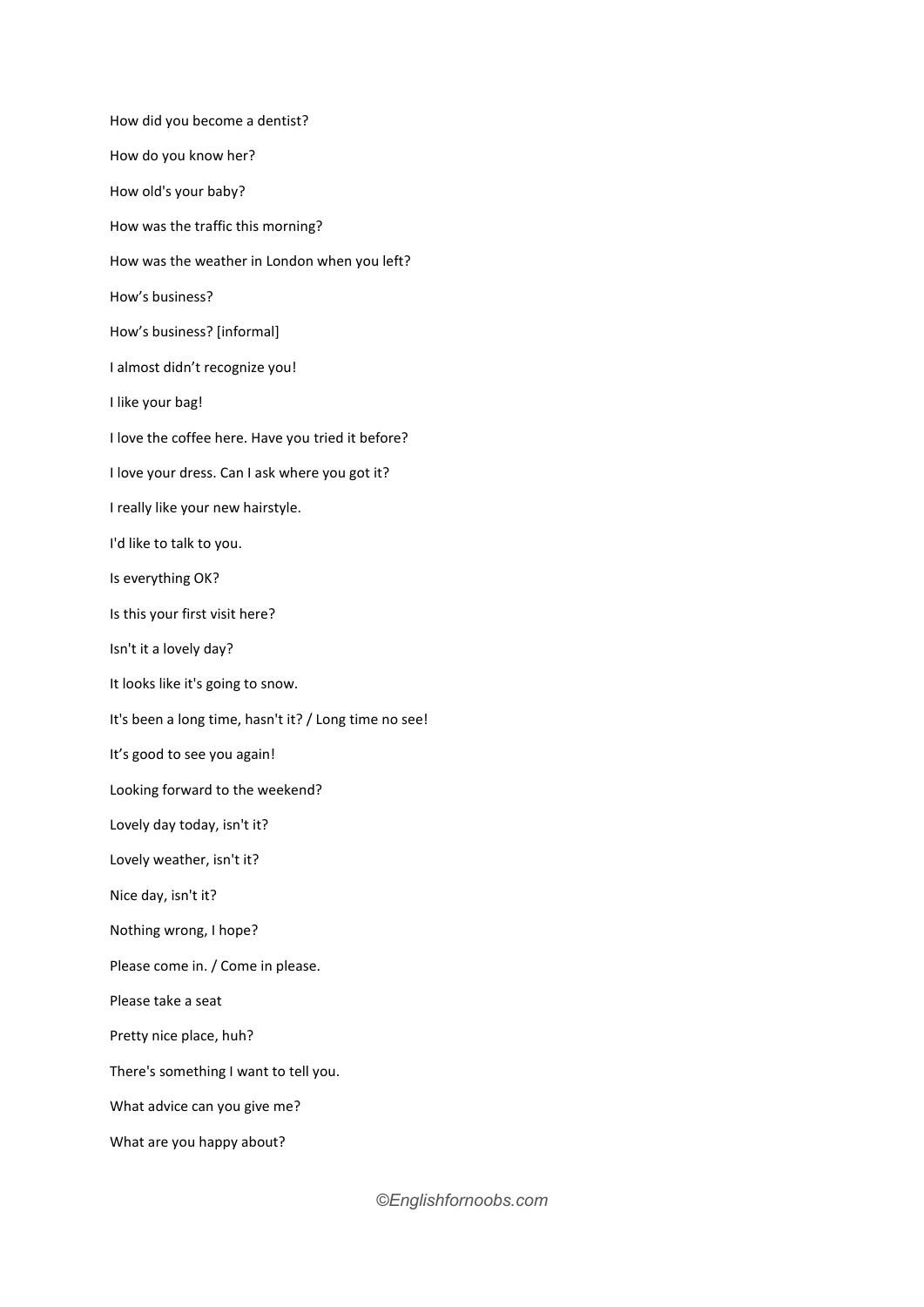How did you become a dentist?

How do you know her?

How old's your baby?

How was the traffic this morning?

How was the weather in London when you left?

How’s business?

How’s business? [informal]

I almost didn’t recognize you!

I like your bag!

I love the coffee here. Have you tried it before?

I love your dress. Can I ask where you got it?

I really like your new hairstyle.

I'd like to talk to you.

Is everything OK?

Is this your first visit here?

Isn't it a lovely day?

It looks like it's going to snow.

It's been a long time, hasn't it? / Long time no see!

It’s good to see you again!

Looking forward to the weekend?

Lovely day today, isn't it?

Lovely weather, isn't it?

Nice day, isn't it?

Nothing wrong, I hope?

Please come in. / Come in please.

Please take a seat

Pretty nice place, huh?

There's something I want to tell you.

What advice can you give me?

What are you happy about?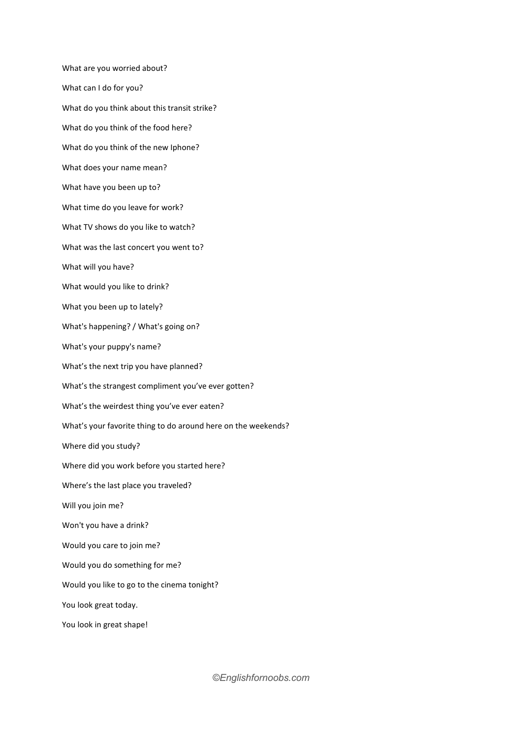What are you worried about?

What can I do for you?

What do you think about this transit strike?

What do you think of the food here?

What do you think of the new Iphone?

What does your name mean?

What have you been up to?

What time do you leave for work?

What TV shows do you like to watch?

What was the last concert you went to?

What will you have?

What would you like to drink?

What you been up to lately?

What's happening? / What's going on?

What's your puppy's name?

What’s the next trip you have planned?

What’s the strangest compliment you’ve ever gotten?

What’s the weirdest thing you’ve ever eaten?

What’s your favorite thing to do around here on the weekends?

Where did you study?

Where did you work before you started here?

Where’s the last place you traveled?

Will you join me?

Won't you have a drink?

Would you care to join me?

Would you do something for me?

Would you like to go to the cinema tonight?

You look great today.

You look in great shape!

*©Englishfornoobs.com*